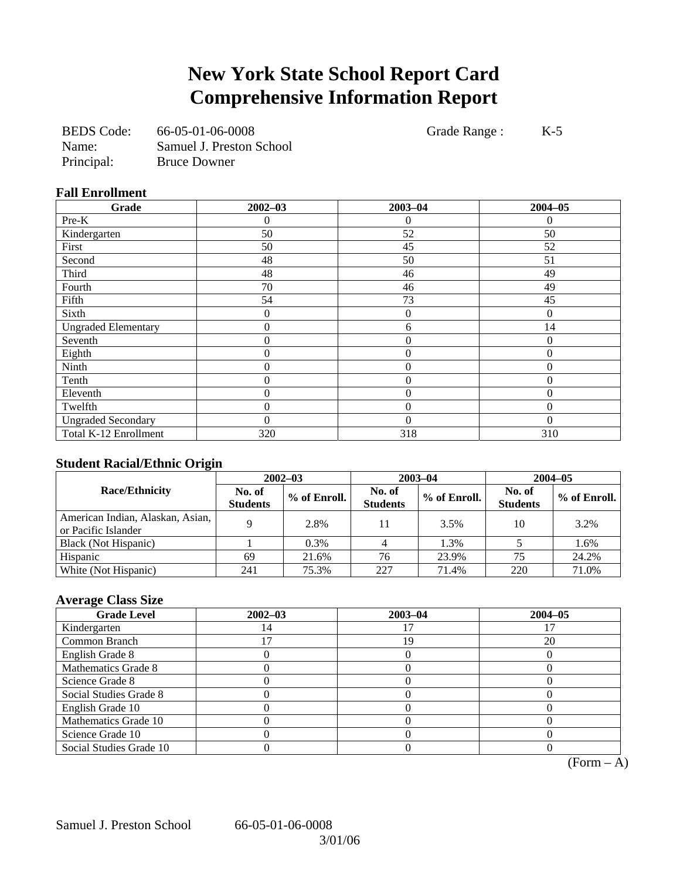# New York State School Report Card
# Comprehensive Information Report

BEDS Code: 66-05-01-06-0008 Grade Range : K-5
Name: Samuel J. Preston School
Principal: Bruce Downer

### Fall Enrollment

| Grade | 2002–03 | 2003–04 | 2004–05 |
|---|---|---|---|
| Pre-K | 0 | 0 | 0 |
| Kindergarten | 50 | 52 | 50 |
| First | 50 | 45 | 52 |
| Second | 48 | 50 | 51 |
| Third | 48 | 46 | 49 |
| Fourth | 70 | 46 | 49 |
| Fifth | 54 | 73 | 45 |
| Sixth | 0 | 0 | 0 |
| Ungraded Elementary | 0 | 6 | 14 |
| Seventh | 0 | 0 | 0 |
| Eighth | 0 | 0 | 0 |
| Ninth | 0 | 0 | 0 |
| Tenth | 0 | 0 | 0 |
| Eleventh | 0 | 0 | 0 |
| Twelfth | 0 | 0 | 0 |
| Ungraded Secondary | 0 | 0 | 0 |
| Total K-12 Enrollment | 320 | 318 | 310 |

### Student Racial/Ethnic Origin

| Race/Ethnicity | 2002–03 | | 2003–04 | | 2004–05 | |
|---|---|---|---|---|---|---|
| | No. of Students | % of Enroll. | No. of Students | % of Enroll. | No. of Students | % of Enroll. |
| American Indian, Alaskan, Asian, or Pacific Islander | 9 | 2.8% | 11 | 3.5% | 10 | 3.2% |
| Black (Not Hispanic) | 1 | 0.3% | 4 | 1.3% | 5 | 1.6% |
| Hispanic | 69 | 21.6% | 76 | 23.9% | 75 | 24.2% |
| White (Not Hispanic) | 241 | 75.3% | 227 | 71.4% | 220 | 71.0% |

### Average Class Size

| Grade Level | 2002–03 | 2003–04 | 2004–05 |
|---|---|---|---|
| Kindergarten | 14 | 17 | 17 |
| Common Branch | 17 | 19 | 20 |
| English Grade 8 | 0 | 0 | 0 |
| Mathematics Grade 8 | 0 | 0 | 0 |
| Science Grade 8 | 0 | 0 | 0 |
| Social Studies Grade 8 | 0 | 0 | 0 |
| English Grade 10 | 0 | 0 | 0 |
| Mathematics Grade 10 | 0 | 0 | 0 |
| Science Grade 10 | 0 | 0 | 0 |
| Social Studies Grade 10 | 0 | 0 | 0 |

(Form – A)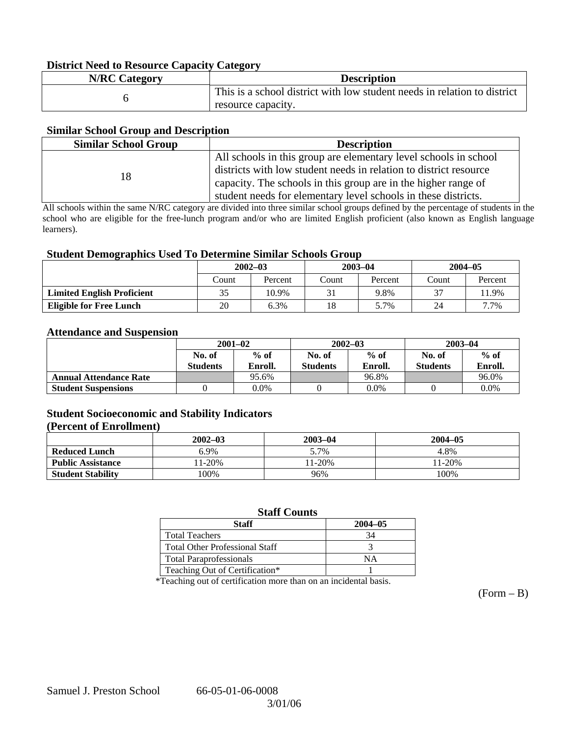### District Need to Resource Capacity Category

| N/RC Category | Description |
| --- | --- |
| 6 | This is a school district with low student needs in relation to district resource capacity. |

### Similar School Group and Description

| Similar School Group | Description |
| --- | --- |
| 18 | All schools in this group are elementary level schools in school districts with low student needs in relation to district resource capacity. The schools in this group are in the higher range of student needs for elementary level schools in these districts. |

All schools within the same N/RC category are divided into three similar school groups defined by the percentage of students in the school who are eligible for the free-lunch program and/or who are limited English proficient (also known as English language learners).

### Student Demographics Used To Determine Similar Schools Group

| | 2002–03 | | 2003–04 | | 2004–05 | |
| --- | --- | --- | --- | --- | --- | --- |
| | Count | Percent | Count | Percent | Count | Percent |
| **Limited English Proficient** | 35 | 10.9% | 31 | 9.8% | 37 | 11.9% |
| **Eligible for Free Lunch** | 20 | 6.3% | 18 | 5.7% | 24 | 7.7% |

### Attendance and Suspension

| | 2001–02 | | 2002–03 | | 2003–04 | |
| --- | --- | --- | --- | --- | --- | --- |
| | No. of Students | % of Enroll. | No. of Students | % of Enroll. | No. of Students | % of Enroll. |
| **Annual Attendance Rate** | | 95.6% | | 96.8% | | 96.0% |
| **Student Suspensions** | 0 | 0.0% | 0 | 0.0% | 0 | 0.0% |

### Student Socioeconomic and Stability Indicators (Percent of Enrollment)

| | 2002–03 | 2003–04 | 2004–05 |
| --- | --- | --- | --- |
| **Reduced Lunch** | 6.9% | 5.7% | 4.8% |
| **Public Assistance** | 11-20% | 11-20% | 11-20% |
| **Student Stability** | 100% | 96% | 100% |

### Staff Counts

| Staff | 2004–05 |
| --- | --- |
| Total Teachers | 34 |
| Total Other Professional Staff | 3 |
| Total Paraprofessionals | NA |
| Teaching Out of Certification* | 1 |

*Teaching out of certification more than on an incidental basis.

(Form – B)

Samuel J. Preston School 66-05-01-06-0008

3/01/06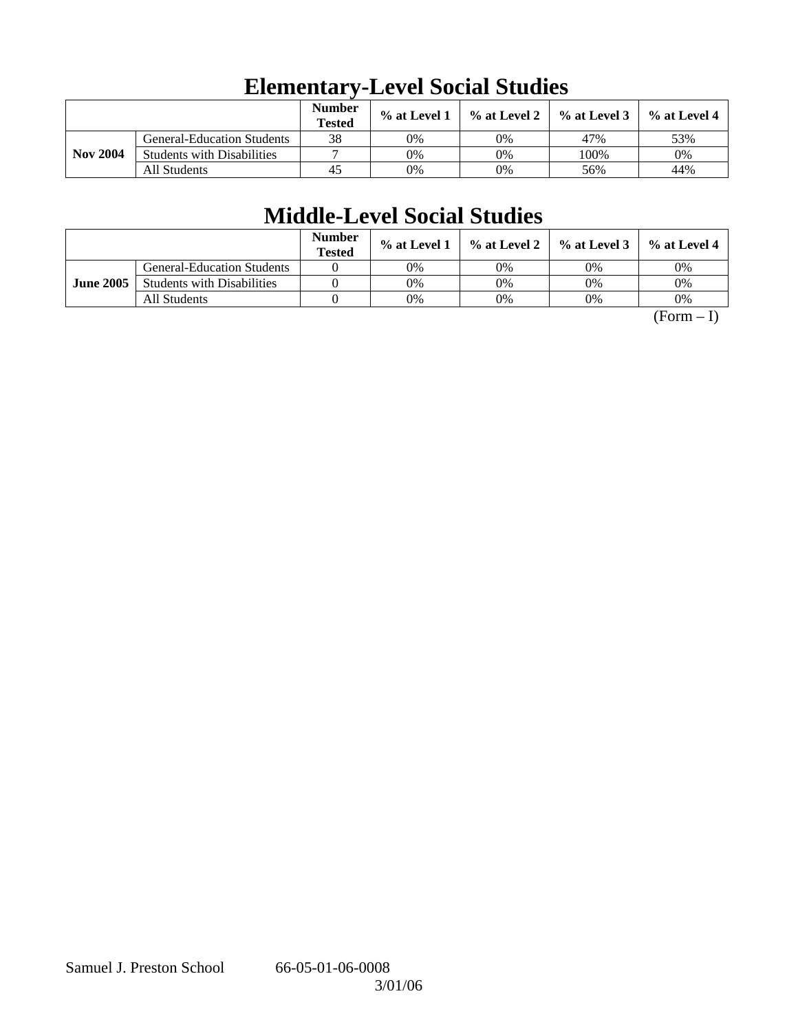# Elementary-Level Social Studies

| | | Number Tested | % at Level 1 | % at Level 2 | % at Level 3 | % at Level 4 |
|---|---|---|---|---|---|---|
| **Nov 2004** | General-Education Students | 38 | 0% | 0% | 47% | 53% |
| | Students with Disabilities | 7 | 0% | 0% | 100% | 0% |
| | All Students | 45 | 0% | 0% | 56% | 44% |

# Middle-Level Social Studies

| | | Number Tested | % at Level 1 | % at Level 2 | % at Level 3 | % at Level 4 |
|---|---|---|---|---|---|---|
| **June 2005** | General-Education Students | 0 | 0% | 0% | 0% | 0% |
| | Students with Disabilities | 0 | 0% | 0% | 0% | 0% |
| | All Students | 0 | 0% | 0% | 0% | 0% |

(Form – I)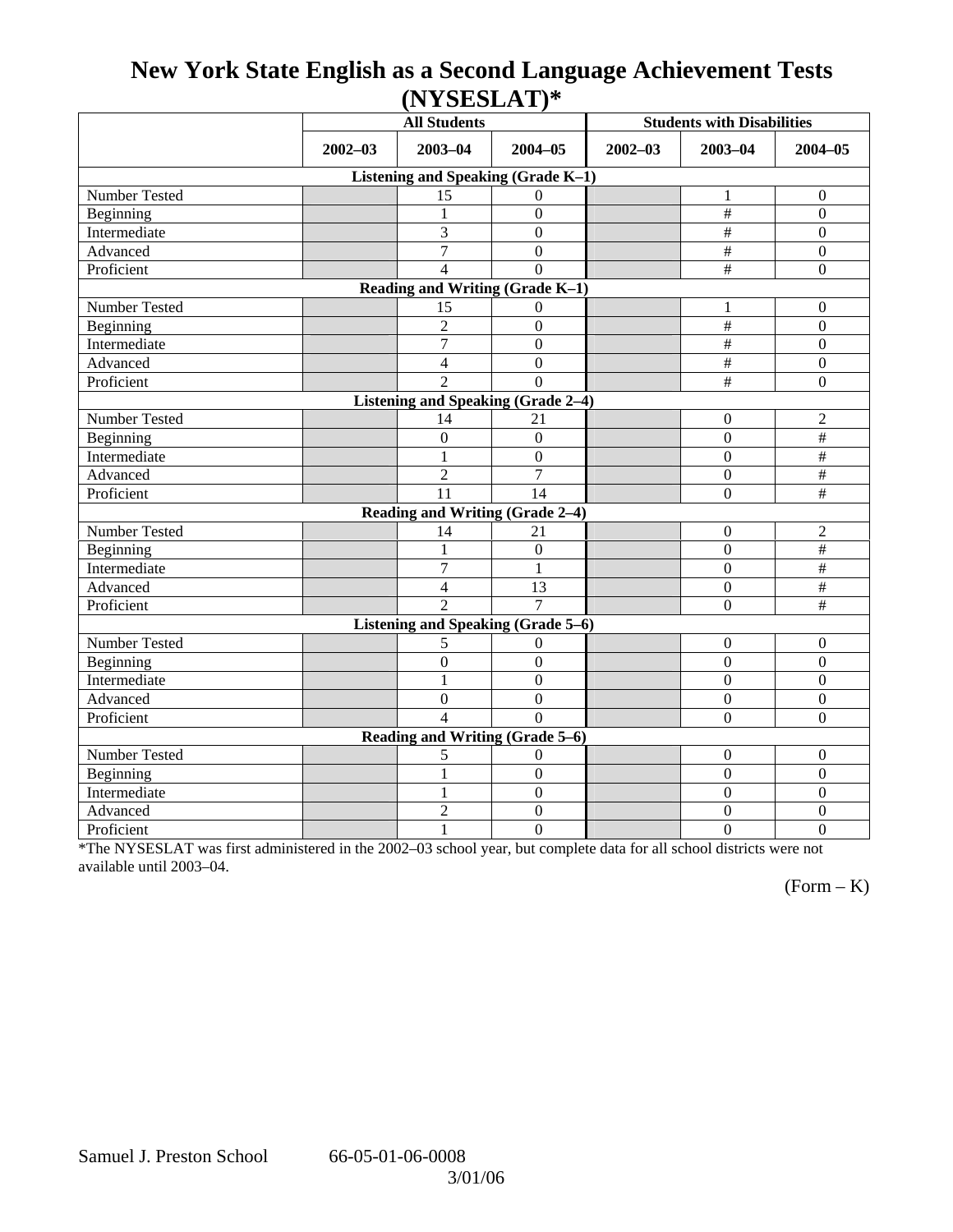# New York State English as a Second Language Achievement Tests (NYSESLAT)*

| | All Students | | | Students with Disabilities | | |
|---|---|---|---|---|---|---|
| | 2002–03 | 2003–04 | 2004–05 | 2002–03 | 2003–04 | 2004–05 |
| **Listening and Speaking (Grade K–1)** | | | | | | |
| Number Tested | | 15 | 0 | | 1 | 0 |
| Beginning | | 1 | 0 | | # | 0 |
| Intermediate | | 3 | 0 | | # | 0 |
| Advanced | | 7 | 0 | | # | 0 |
| Proficient | | 4 | 0 | | # | 0 |
| **Reading and Writing (Grade K–1)** | | | | | | |
| Number Tested | | 15 | 0 | | 1 | 0 |
| Beginning | | 2 | 0 | | # | 0 |
| Intermediate | | 7 | 0 | | # | 0 |
| Advanced | | 4 | 0 | | # | 0 |
| Proficient | | 2 | 0 | | # | 0 |
| **Listening and Speaking (Grade 2–4)** | | | | | | |
| Number Tested | | 14 | 21 | | 0 | 2 |
| Beginning | | 0 | 0 | | 0 | # |
| Intermediate | | 1 | 0 | | 0 | # |
| Advanced | | 2 | 7 | | 0 | # |
| Proficient | | 11 | 14 | | 0 | # |
| **Reading and Writing (Grade 2–4)** | | | | | | |
| Number Tested | | 14 | 21 | | 0 | 2 |
| Beginning | | 1 | 0 | | 0 | # |
| Intermediate | | 7 | 1 | | 0 | # |
| Advanced | | 4 | 13 | | 0 | # |
| Proficient | | 2 | 7 | | 0 | # |
| **Listening and Speaking (Grade 5–6)** | | | | | | |
| Number Tested | | 5 | 0 | | 0 | 0 |
| Beginning | | 0 | 0 | | 0 | 0 |
| Intermediate | | 1 | 0 | | 0 | 0 |
| Advanced | | 0 | 0 | | 0 | 0 |
| Proficient | | 4 | 0 | | 0 | 0 |
| **Reading and Writing (Grade 5–6)** | | | | | | |
| Number Tested | | 5 | 0 | | 0 | 0 |
| Beginning | | 1 | 0 | | 0 | 0 |
| Intermediate | | 1 | 0 | | 0 | 0 |
| Advanced | | 2 | 0 | | 0 | 0 |
| Proficient | | 1 | 0 | | 0 | 0 |

*The NYSESLAT was first administered in the 2002–03 school year, but complete data for all school districts were not available until 2003–04.

(Form – K)

Samuel J. Preston School 66-05-01-06-0008

3/01/06